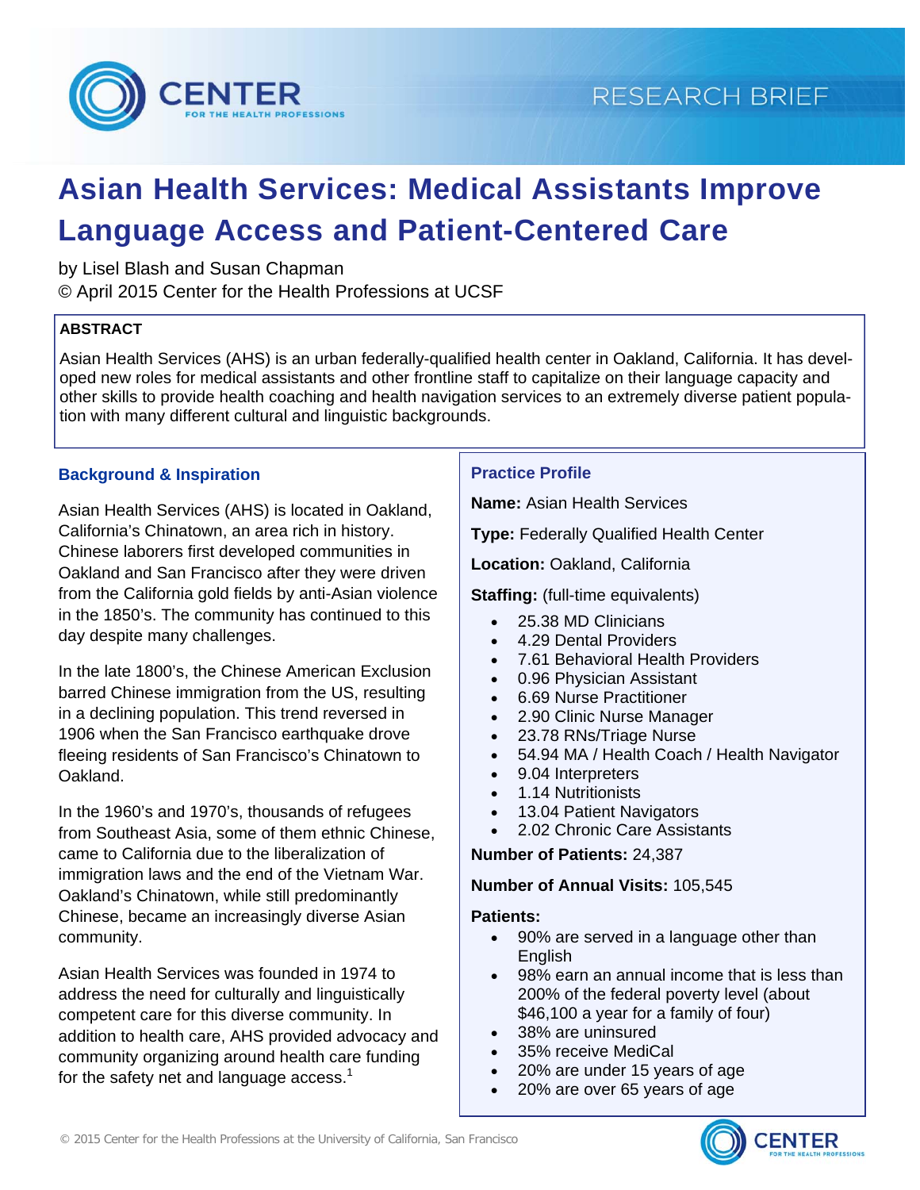RESEARCH BRIEF

# Asian Health Services: Medical Assistants Improve Language Access and Patient-Centered Care

by Lisel Blash and Susan Chapman

© April 2015 Center for the Health Professions at UCSF

**ABSTRACT**

Asian Health Services (AHS) is an urban federally-qualified health center in Oakland, California. It has developed new roles for medical assistants and other frontline staff to capitalize on their language capacity and other skills to provide health coaching and health navigation services to an extremely diverse patient population with many different cultural and linguistic backgrounds.

## Background & Inspiration

Asian Health Services (AHS) is located in Oakland, California's Chinatown, an area rich in history. Chinese laborers first developed communities in Oakland and San Francisco after they were driven from the California gold fields by anti-Asian violence in the 1850's. The community has continued to this day despite many challenges.

In the late 1800's, the Chinese American Exclusion barred Chinese immigration from the US, resulting in a declining population. This trend reversed in 1906 when the San Francisco earthquake drove fleeing residents of San Francisco's Chinatown to Oakland.

In the 1960's and 1970's, thousands of refugees from Southeast Asia, some of them ethnic Chinese, came to California due to the liberalization of immigration laws and the end of the Vietnam War. Oakland's Chinatown, while still predominantly Chinese, became an increasingly diverse Asian community.

Asian Health Services was founded in 1974 to address the need for culturally and linguistically competent care for this diverse community. In addition to health care, AHS provided advocacy and community organizing around health care funding for the safety net and language access.[1]

## Practice Profile

**Name:** Asian Health Services

**Type:** Federally Qualified Health Center

**Location:** Oakland, California

**Staffing:** (full-time equivalents)

- 25.38 MD Clinicians
- 4.29 Dental Providers
- 7.61 Behavioral Health Providers
- 0.96 Physician Assistant
- 6.69 Nurse Practitioner
- 2.90 Clinic Nurse Manager
- 23.78 RNs/Triage Nurse
- 54.94 MA / Health Coach / Health Navigator
- 9.04 Interpreters
- 1.14 Nutritionists
- 13.04 Patient Navigators
- 2.02 Chronic Care Assistants

**Number of Patients:** 24,387

**Number of Annual Visits:** 105,545

**Patients:**

- 90% are served in a language other than English
- 98% earn an annual income that is less than 200% of the federal poverty level (about $46,100 a year for a family of four)
- 38% are uninsured
- 35% receive MediCal
- 20% are under 15 years of age
- 20% are over 65 years of age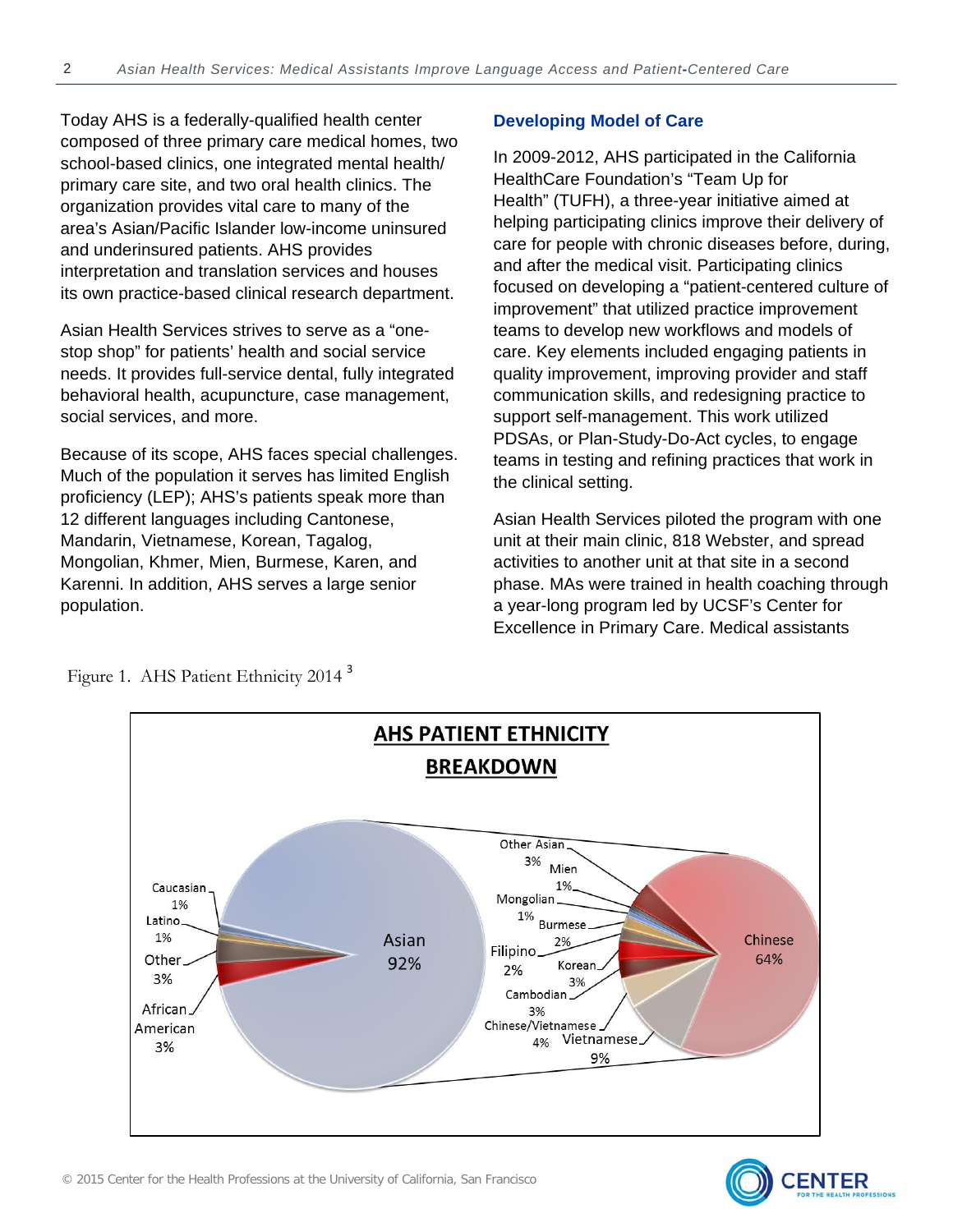Today AHS is a federally-qualified health center composed of three primary care medical homes, two school-based clinics, one integrated mental health/ primary care site, and two oral health clinics. The organization provides vital care to many of the area's Asian/Pacific Islander low-income uninsured and underinsured patients. AHS provides interpretation and translation services and houses its own practice-based clinical research department.

Asian Health Services strives to serve as a "one-stop shop" for patients' health and social service needs. It provides full-service dental, fully integrated behavioral health, acupuncture, case management, social services, and more.

Because of its scope, AHS faces special challenges. Much of the population it serves has limited English proficiency (LEP); AHS's patients speak more than 12 different languages including Cantonese, Mandarin, Vietnamese, Korean, Tagalog, Mongolian, Khmer, Mien, Burmese, Karen, and Karenni. In addition, AHS serves a large senior population.

### Developing Model of Care

In 2009-2012, AHS participated in the California HealthCare Foundation's "Team Up for Health" (TUFH), a three-year initiative aimed at helping participating clinics improve their delivery of care for people with chronic diseases before, during, and after the medical visit. Participating clinics focused on developing a "patient-centered culture of improvement" that utilized practice improvement teams to develop new workflows and models of care. Key elements included engaging patients in quality improvement, improving provider and staff communication skills, and redesigning practice to support self-management. This work utilized PDSAs, or Plan-Study-Do-Act cycles, to engage teams in testing and refining practices that work in the clinical setting.

Asian Health Services piloted the program with one unit at their main clinic, 818 Webster, and spread activities to another unit at that site in a second phase. MAs were trained in health coaching through a year-long program led by UCSF's Center for Excellence in Primary Care. Medical assistants

Figure 1. AHS Patient Ethnicity 2014 [3]

**AHS PATIENT ETHNICITY BREAKDOWN**

| Group | Percent |
|---|---|
| Asian | 92% |
| Caucasian | 1% |
| Latino | 1% |
| Other | 3% |
| African American | 3% |

| Asian subgroup | Percent |
|---|---|
| Chinese | 64% |
| Vietnamese | 9% |
| Chinese/Vietnamese | 4% |
| Cambodian | 3% |
| Korean | 3% |
| Filipino | 2% |
| Burmese | 2% |
| Mongolian | 1% |
| Mien | 1% |
| Other Asian | 3% |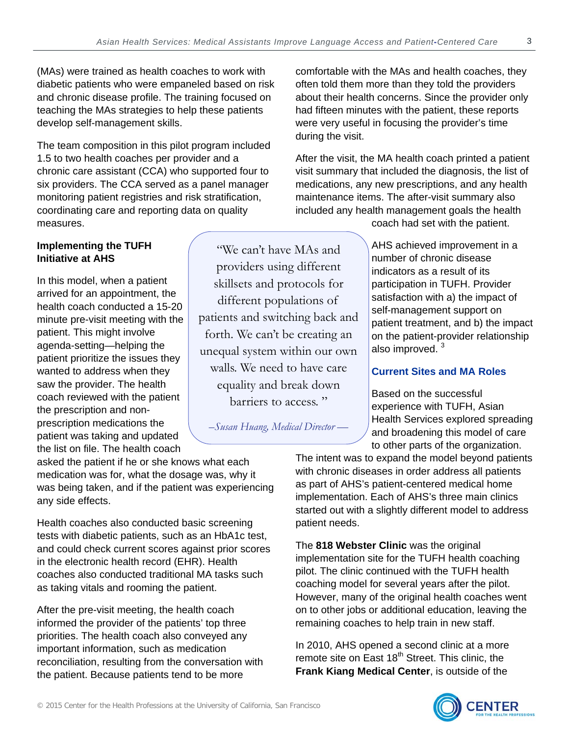(MAs) were trained as health coaches to work with diabetic patients who were empaneled based on risk and chronic disease profile. The training focused on teaching the MAs strategies to help these patients develop self-management skills.

The team composition in this pilot program included 1.5 to two health coaches per provider and a chronic care assistant (CCA) who supported four to six providers. The CCA served as a panel manager monitoring patient registries and risk stratification, coordinating care and reporting data on quality measures.

**Implementing the TUFH Initiative at AHS**

In this model, when a patient arrived for an appointment, the health coach conducted a 15-20 minute pre-visit meeting with the patient. This might involve agenda-setting—helping the patient prioritize the issues they wanted to address when they saw the provider. The health coach reviewed with the patient the prescription and non-prescription medications the patient was taking and updated the list on file. The health coach asked the patient if he or she knows what each medication was for, what the dosage was, why it was being taken, and if the patient was experiencing any side effects.

> "We can't have MAs and providers using different skillsets and protocols for different populations of patients and switching back and forth. We can't be creating an unequal system within our own walls. We need to have care equality and break down barriers to access."
>
> *–Susan Huang, Medical Director—*

Health coaches also conducted basic screening tests with diabetic patients, such as an HbA1c test, and could check current scores against prior scores in the electronic health record (EHR). Health coaches also conducted traditional MA tasks such as taking vitals and rooming the patient.

After the pre-visit meeting, the health coach informed the provider of the patients' top three priorities. The health coach also conveyed any important information, such as medication reconciliation, resulting from the conversation with the patient. Because patients tend to be more comfortable with the MAs and health coaches, they often told them more than they told the providers about their health concerns. Since the provider only had fifteen minutes with the patient, these reports were very useful in focusing the provider's time during the visit.

After the visit, the MA health coach printed a patient visit summary that included the diagnosis, the list of medications, any new prescriptions, and any health maintenance items. The after-visit summary also included any health management goals the health coach had set with the patient.

AHS achieved improvement in a number of chronic disease indicators as a result of its participation in TUFH. Provider satisfaction with a) the impact of self-management support on patient treatment, and b) the impact on the patient-provider relationship also improved. [3]

## Current Sites and MA Roles

Based on the successful experience with TUFH, Asian Health Services explored spreading and broadening this model of care to other parts of the organization. The intent was to expand the model beyond patients with chronic diseases in order address all patients as part of AHS's patient-centered medical home implementation. Each of AHS's three main clinics started out with a slightly different model to address patient needs.

The **818 Webster Clinic** was the original implementation site for the TUFH health coaching pilot. The clinic continued with the TUFH health coaching model for several years after the pilot. However, many of the original health coaches went on to other jobs or additional education, leaving the remaining coaches to help train in new staff.

In 2010, AHS opened a second clinic at a more remote site on East 18th Street. This clinic, the **Frank Kiang Medical Center**, is outside of the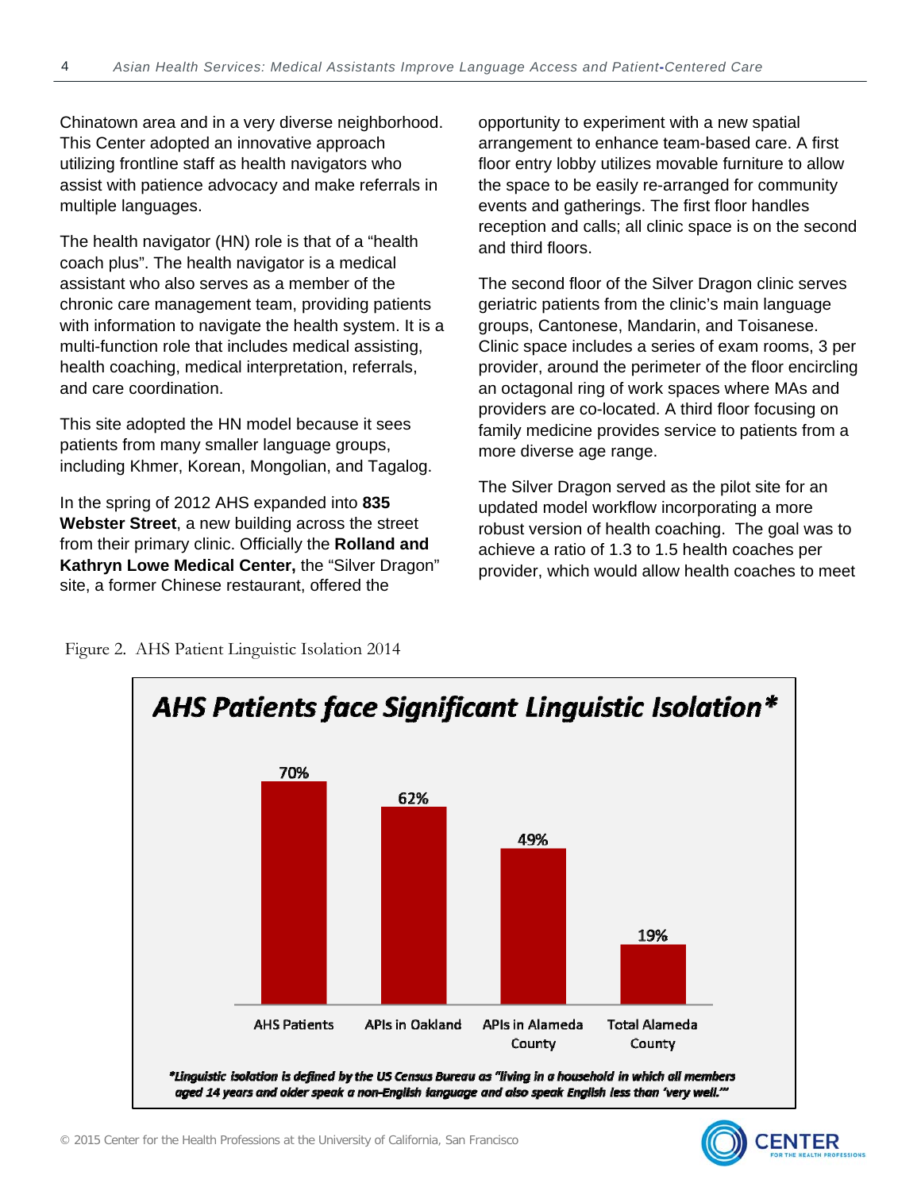Chinatown area and in a very diverse neighborhood. This Center adopted an innovative approach utilizing frontline staff as health navigators who assist with patience advocacy and make referrals in multiple languages.

The health navigator (HN) role is that of a "health coach plus". The health navigator is a medical assistant who also serves as a member of the chronic care management team, providing patients with information to navigate the health system. It is a multi-function role that includes medical assisting, health coaching, medical interpretation, referrals, and care coordination.

This site adopted the HN model because it sees patients from many smaller language groups, including Khmer, Korean, Mongolian, and Tagalog.

In the spring of 2012 AHS expanded into **835 Webster Street**, a new building across the street from their primary clinic. Officially the **Rolland and Kathryn Lowe Medical Center,** the "Silver Dragon" site, a former Chinese restaurant, offered the opportunity to experiment with a new spatial arrangement to enhance team-based care. A first floor entry lobby utilizes movable furniture to allow the space to be easily re-arranged for community events and gatherings. The first floor handles reception and calls; all clinic space is on the second and third floors.

The second floor of the Silver Dragon clinic serves geriatric patients from the clinic's main language groups, Cantonese, Mandarin, and Toisanese. Clinic space includes a series of exam rooms, 3 per provider, around the perimeter of the floor encircling an octagonal ring of work spaces where MAs and providers are co-located. A third floor focusing on family medicine provides service to patients from a more diverse age range.

The Silver Dragon served as the pilot site for an updated model workflow incorporating a more robust version of health coaching. The goal was to achieve a ratio of 1.3 to 1.5 health coaches per provider, which would allow health coaches to meet

Figure 2. AHS Patient Linguistic Isolation 2014

**AHS Patients face Significant Linguistic Isolation***

| | AHS Patients | APIs in Oakland | APIs in Alameda County | Total Alameda County |
|---|---|---|---|---|
| Linguistic isolation | 70% | 62% | 49% | 19% |

*\*Linguistic isolation is defined by the US Census Bureau as "living in a household in which all members aged 14 years and older speak a non-English language and also speak English less than 'very well.'"*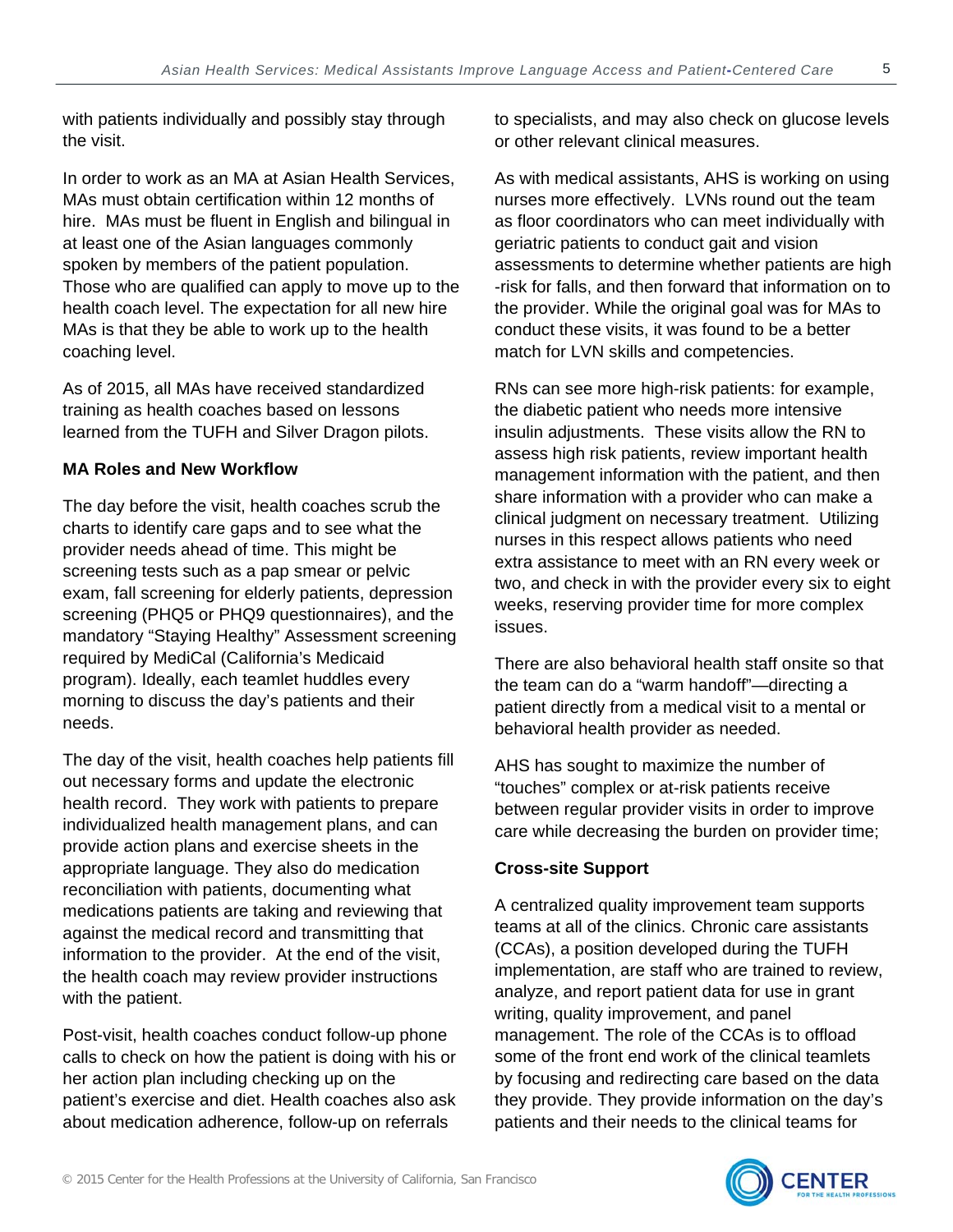with patients individually and possibly stay through the visit.

In order to work as an MA at Asian Health Services, MAs must obtain certification within 12 months of hire. MAs must be fluent in English and bilingual in at least one of the Asian languages commonly spoken by members of the patient population. Those who are qualified can apply to move up to the health coach level. The expectation for all new hire MAs is that they be able to work up to the health coaching level.

As of 2015, all MAs have received standardized training as health coaches based on lessons learned from the TUFH and Silver Dragon pilots.

**MA Roles and New Workflow**

The day before the visit, health coaches scrub the charts to identify care gaps and to see what the provider needs ahead of time. This might be screening tests such as a pap smear or pelvic exam, fall screening for elderly patients, depression screening (PHQ5 or PHQ9 questionnaires), and the mandatory "Staying Healthy" Assessment screening required by MediCal (California's Medicaid program). Ideally, each teamlet huddles every morning to discuss the day's patients and their needs.

The day of the visit, health coaches help patients fill out necessary forms and update the electronic health record. They work with patients to prepare individualized health management plans, and can provide action plans and exercise sheets in the appropriate language. They also do medication reconciliation with patients, documenting what medications patients are taking and reviewing that against the medical record and transmitting that information to the provider. At the end of the visit, the health coach may review provider instructions with the patient.

Post-visit, health coaches conduct follow-up phone calls to check on how the patient is doing with his or her action plan including checking up on the patient's exercise and diet. Health coaches also ask about medication adherence, follow-up on referrals to specialists, and may also check on glucose levels or other relevant clinical measures.

As with medical assistants, AHS is working on using nurses more effectively. LVNs round out the team as floor coordinators who can meet individually with geriatric patients to conduct gait and vision assessments to determine whether patients are high -risk for falls, and then forward that information on to the provider. While the original goal was for MAs to conduct these visits, it was found to be a better match for LVN skills and competencies.

RNs can see more high-risk patients: for example, the diabetic patient who needs more intensive insulin adjustments. These visits allow the RN to assess high risk patients, review important health management information with the patient, and then share information with a provider who can make a clinical judgment on necessary treatment. Utilizing nurses in this respect allows patients who need extra assistance to meet with an RN every week or two, and check in with the provider every six to eight weeks, reserving provider time for more complex issues.

There are also behavioral health staff onsite so that the team can do a "warm handoff"—directing a patient directly from a medical visit to a mental or behavioral health provider as needed.

AHS has sought to maximize the number of "touches" complex or at-risk patients receive between regular provider visits in order to improve care while decreasing the burden on provider time;

**Cross-site Support**

A centralized quality improvement team supports teams at all of the clinics. Chronic care assistants (CCAs), a position developed during the TUFH implementation, are staff who are trained to review, analyze, and report patient data for use in grant writing, quality improvement, and panel management. The role of the CCAs is to offload some of the front end work of the clinical teamlets by focusing and redirecting care based on the data they provide. They provide information on the day's patients and their needs to the clinical teams for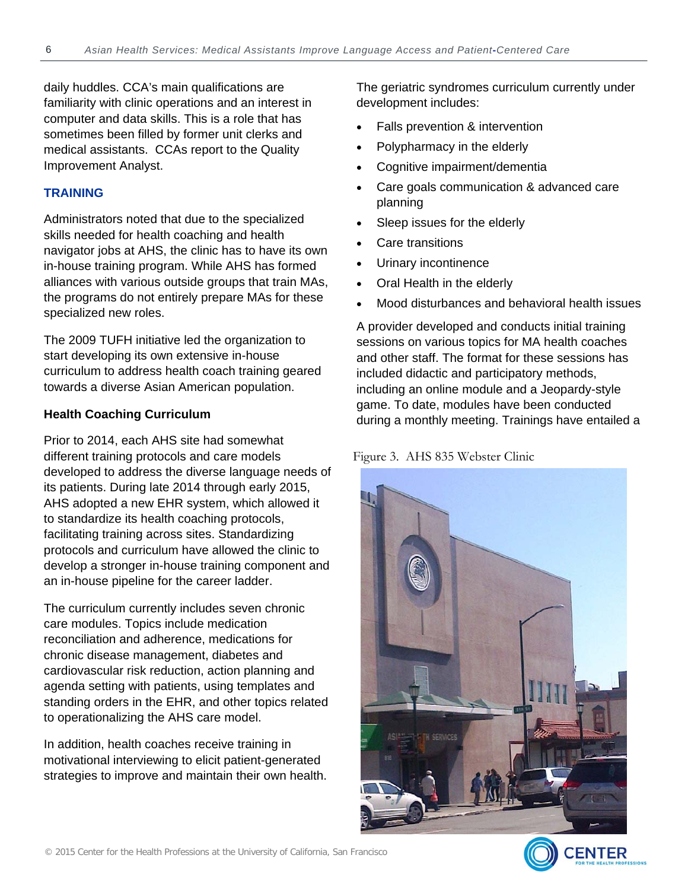daily huddles. CCA's main qualifications are familiarity with clinic operations and an interest in computer and data skills. This is a role that has sometimes been filled by former unit clerks and medical assistants. CCAs report to the Quality Improvement Analyst.

## TRAINING

Administrators noted that due to the specialized skills needed for health coaching and health navigator jobs at AHS, the clinic has to have its own in-house training program. While AHS has formed alliances with various outside groups that train MAs, the programs do not entirely prepare MAs for these specialized new roles.

The 2009 TUFH initiative led the organization to start developing its own extensive in-house curriculum to address health coach training geared towards a diverse Asian American population.

### Health Coaching Curriculum

Prior to 2014, each AHS site had somewhat different training protocols and care models developed to address the diverse language needs of its patients. During late 2014 through early 2015, AHS adopted a new EHR system, which allowed it to standardize its health coaching protocols, facilitating training across sites. Standardizing protocols and curriculum have allowed the clinic to develop a stronger in-house training component and an in-house pipeline for the career ladder.

The curriculum currently includes seven chronic care modules. Topics include medication reconciliation and adherence, medications for chronic disease management, diabetes and cardiovascular risk reduction, action planning and agenda setting with patients, using templates and standing orders in the EHR, and other topics related to operationalizing the AHS care model.

In addition, health coaches receive training in motivational interviewing to elicit patient-generated strategies to improve and maintain their own health.

The geriatric syndromes curriculum currently under development includes:

- Falls prevention & intervention
- Polypharmacy in the elderly
- Cognitive impairment/dementia
- Care goals communication & advanced care planning
- Sleep issues for the elderly
- Care transitions
- Urinary incontinence
- Oral Health in the elderly
- Mood disturbances and behavioral health issues

A provider developed and conducts initial training sessions on various topics for MA health coaches and other staff. The format for these sessions has included didactic and participatory methods, including an online module and a Jeopardy-style game. To date, modules have been conducted during a monthly meeting. Trainings have entailed a

Figure 3. AHS 835 Webster Clinic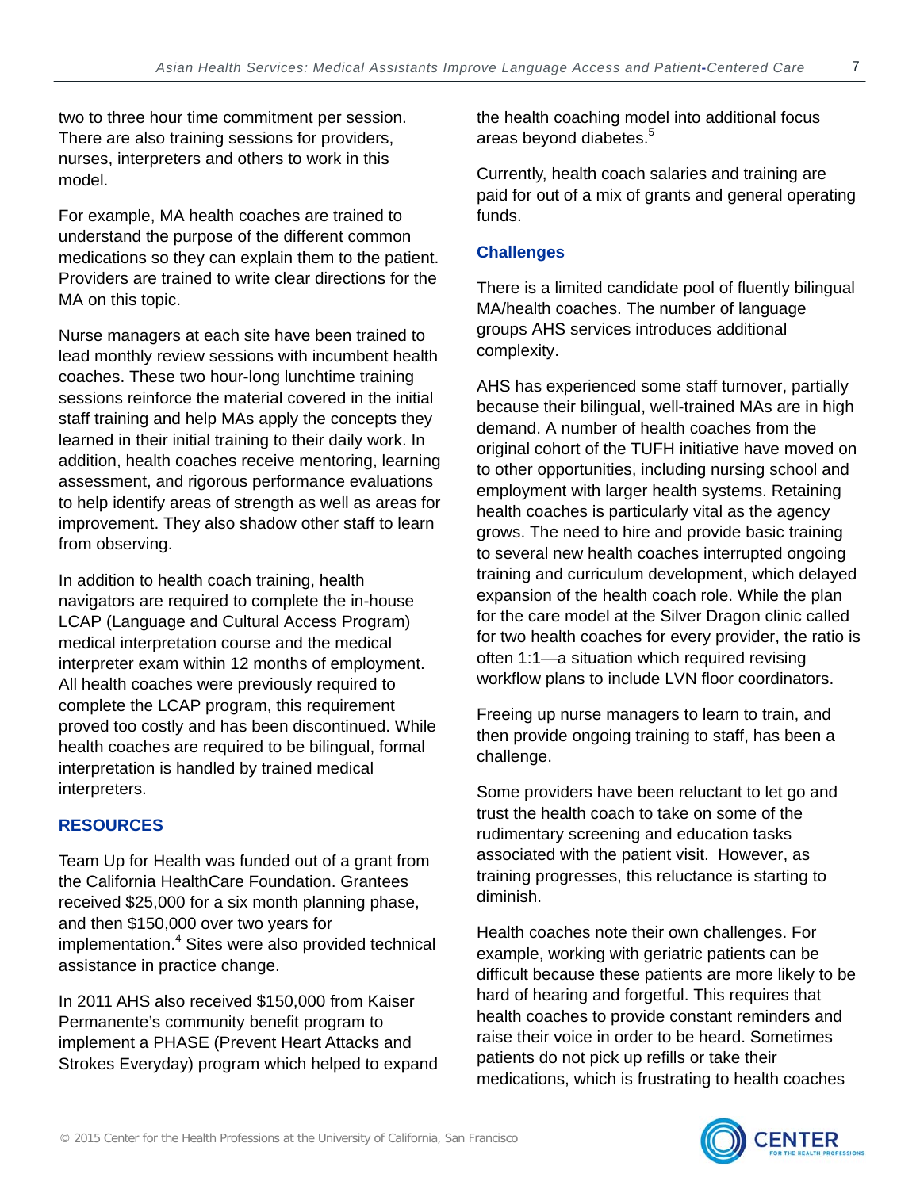two to three hour time commitment per session. There are also training sessions for providers, nurses, interpreters and others to work in this model.

For example, MA health coaches are trained to understand the purpose of the different common medications so they can explain them to the patient. Providers are trained to write clear directions for the MA on this topic.

Nurse managers at each site have been trained to lead monthly review sessions with incumbent health coaches. These two hour-long lunchtime training sessions reinforce the material covered in the initial staff training and help MAs apply the concepts they learned in their initial training to their daily work. In addition, health coaches receive mentoring, learning assessment, and rigorous performance evaluations to help identify areas of strength as well as areas for improvement. They also shadow other staff to learn from observing.

In addition to health coach training, health navigators are required to complete the in-house LCAP (Language and Cultural Access Program) medical interpretation course and the medical interpreter exam within 12 months of employment. All health coaches were previously required to complete the LCAP program, this requirement proved too costly and has been discontinued. While health coaches are required to be bilingual, formal interpretation is handled by trained medical interpreters.

## RESOURCES

Team Up for Health was funded out of a grant from the California HealthCare Foundation. Grantees received $25,000 for a six month planning phase, and then $150,000 over two years for implementation.[4] Sites were also provided technical assistance in practice change.

In 2011 AHS also received $150,000 from Kaiser Permanente's community benefit program to implement a PHASE (Prevent Heart Attacks and Strokes Everyday) program which helped to expand the health coaching model into additional focus areas beyond diabetes.[5]

Currently, health coach salaries and training are paid for out of a mix of grants and general operating funds.

### Challenges

There is a limited candidate pool of fluently bilingual MA/health coaches. The number of language groups AHS services introduces additional complexity.

AHS has experienced some staff turnover, partially because their bilingual, well-trained MAs are in high demand. A number of health coaches from the original cohort of the TUFH initiative have moved on to other opportunities, including nursing school and employment with larger health systems. Retaining health coaches is particularly vital as the agency grows. The need to hire and provide basic training to several new health coaches interrupted ongoing training and curriculum development, which delayed expansion of the health coach role. While the plan for the care model at the Silver Dragon clinic called for two health coaches for every provider, the ratio is often 1:1—a situation which required revising workflow plans to include LVN floor coordinators.

Freeing up nurse managers to learn to train, and then provide ongoing training to staff, has been a challenge.

Some providers have been reluctant to let go and trust the health coach to take on some of the rudimentary screening and education tasks associated with the patient visit. However, as training progresses, this reluctance is starting to diminish.

Health coaches note their own challenges. For example, working with geriatric patients can be difficult because these patients are more likely to be hard of hearing and forgetful. This requires that health coaches to provide constant reminders and raise their voice in order to be heard. Sometimes patients do not pick up refills or take their medications, which is frustrating to health coaches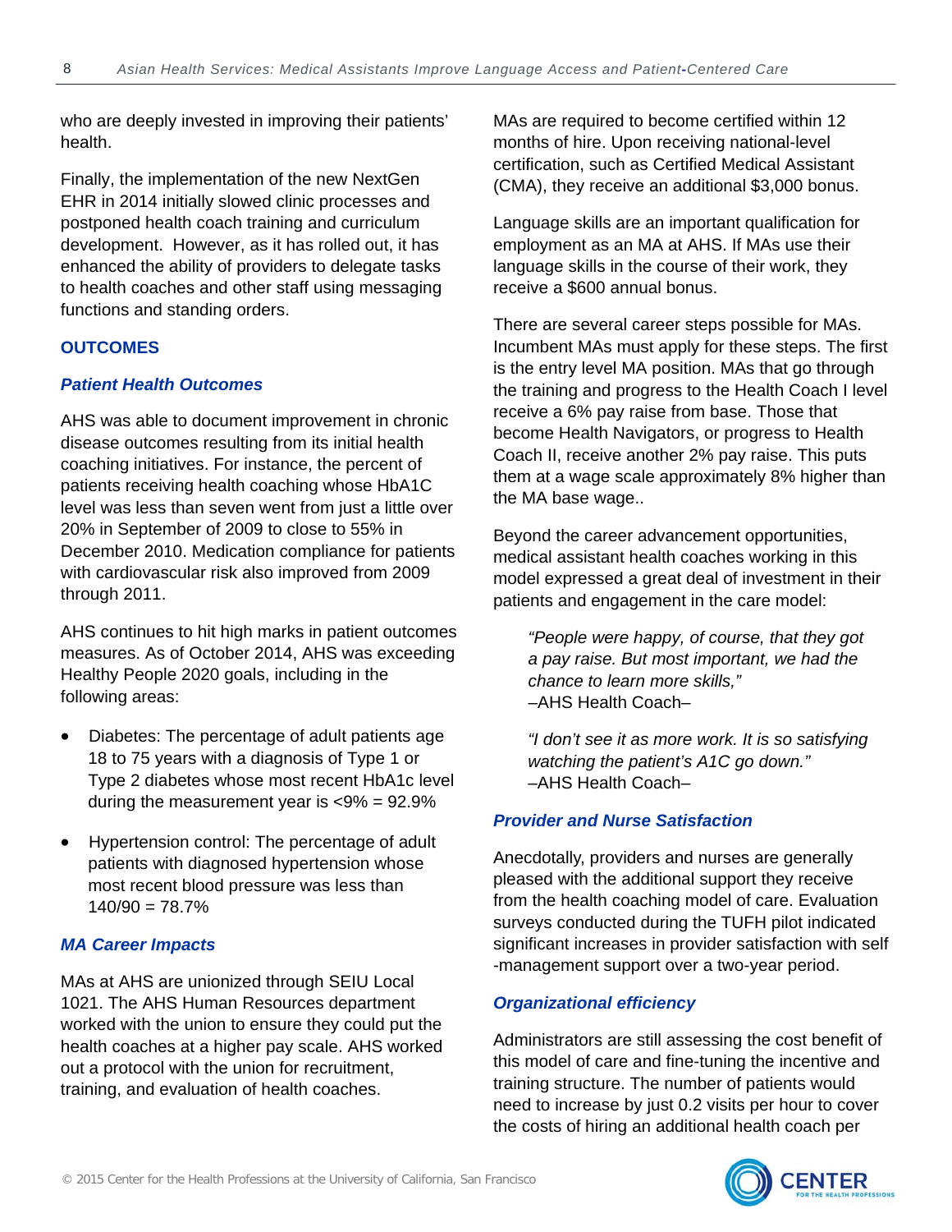who are deeply invested in improving their patients' health.

Finally, the implementation of the new NextGen EHR in 2014 initially slowed clinic processes and postponed health coach training and curriculum development. However, as it has rolled out, it has enhanced the ability of providers to delegate tasks to health coaches and other staff using messaging functions and standing orders.

## OUTCOMES

### *Patient Health Outcomes*

AHS was able to document improvement in chronic disease outcomes resulting from its initial health coaching initiatives. For instance, the percent of patients receiving health coaching whose HbA1C level was less than seven went from just a little over 20% in September of 2009 to close to 55% in December 2010. Medication compliance for patients with cardiovascular risk also improved from 2009 through 2011.

AHS continues to hit high marks in patient outcomes measures. As of October 2014, AHS was exceeding Healthy People 2020 goals, including in the following areas:

- Diabetes: The percentage of adult patients age 18 to 75 years with a diagnosis of Type 1 or Type 2 diabetes whose most recent HbA1c level during the measurement year is <9% = 92.9%
- Hypertension control: The percentage of adult patients with diagnosed hypertension whose most recent blood pressure was less than 140/90 = 78.7%

### *MA Career Impacts*

MAs at AHS are unionized through SEIU Local 1021. The AHS Human Resources department worked with the union to ensure they could put the health coaches at a higher pay scale. AHS worked out a protocol with the union for recruitment, training, and evaluation of health coaches.

MAs are required to become certified within 12 months of hire. Upon receiving national-level certification, such as Certified Medical Assistant (CMA), they receive an additional $3,000 bonus.

Language skills are an important qualification for employment as an MA at AHS. If MAs use their language skills in the course of their work, they receive a $600 annual bonus.

There are several career steps possible for MAs. Incumbent MAs must apply for these steps. The first is the entry level MA position. MAs that go through the training and progress to the Health Coach I level receive a 6% pay raise from base. Those that become Health Navigators, or progress to Health Coach II, receive another 2% pay raise. This puts them at a wage scale approximately 8% higher than the MA base wage..

Beyond the career advancement opportunities, medical assistant health coaches working in this model expressed a great deal of investment in their patients and engagement in the care model:

> *"People were happy, of course, that they got a pay raise. But most important, we had the chance to learn more skills,"*
> –AHS Health Coach–

> *"I don't see it as more work. It is so satisfying watching the patient's A1C go down."*
> –AHS Health Coach–

### *Provider and Nurse Satisfaction*

Anecdotally, providers and nurses are generally pleased with the additional support they receive from the health coaching model of care. Evaluation surveys conducted during the TUFH pilot indicated significant increases in provider satisfaction with self-management support over a two-year period.

### *Organizational efficiency*

Administrators are still assessing the cost benefit of this model of care and fine-tuning the incentive and training structure. The number of patients would need to increase by just 0.2 visits per hour to cover the costs of hiring an additional health coach per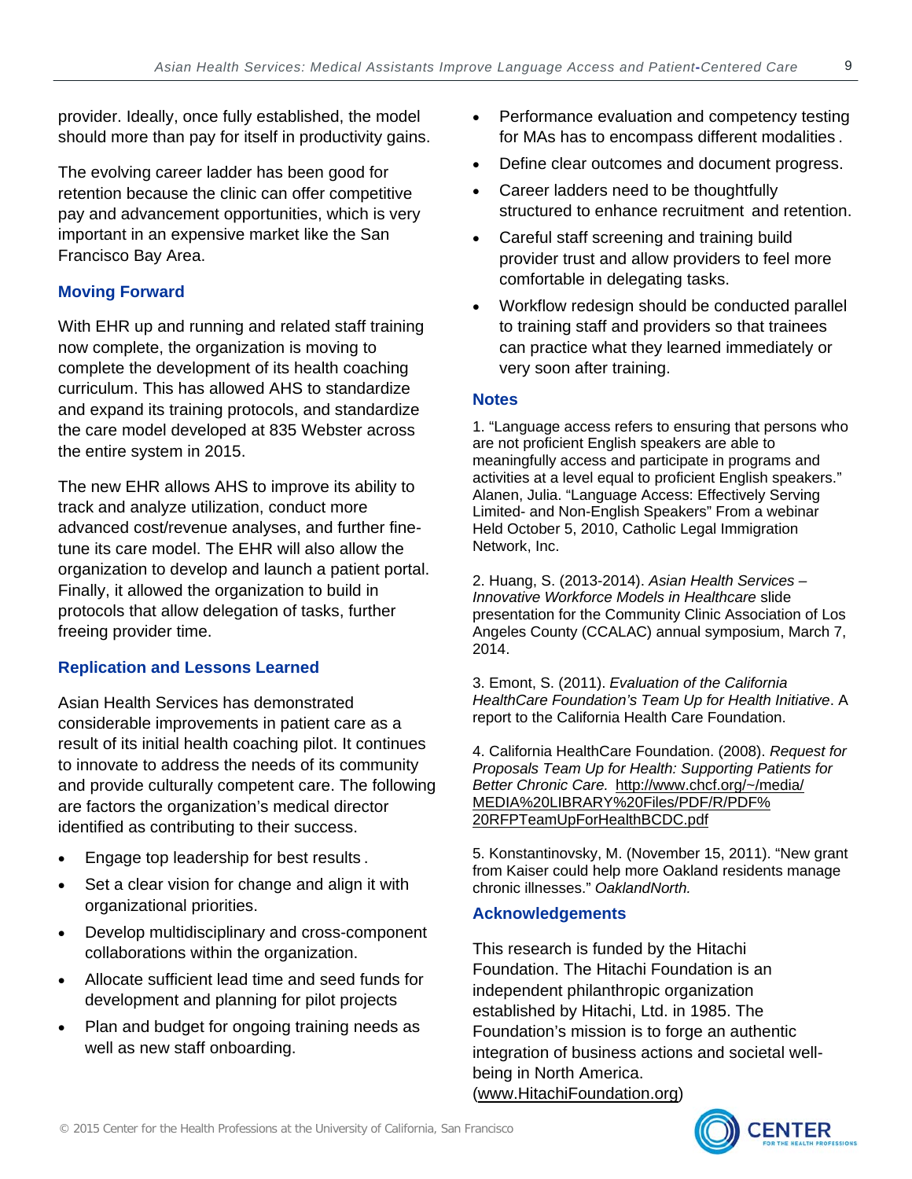provider. Ideally, once fully established, the model should more than pay for itself in productivity gains.

The evolving career ladder has been good for retention because the clinic can offer competitive pay and advancement opportunities, which is very important in an expensive market like the San Francisco Bay Area.

## Moving Forward

With EHR up and running and related staff training now complete, the organization is moving to complete the development of its health coaching curriculum. This has allowed AHS to standardize and expand its training protocols, and standardize the care model developed at 835 Webster across the entire system in 2015.

The new EHR allows AHS to improve its ability to track and analyze utilization, conduct more advanced cost/revenue analyses, and further fine-tune its care model. The EHR will also allow the organization to develop and launch a patient portal. Finally, it allowed the organization to build in protocols that allow delegation of tasks, further freeing provider time.

## Replication and Lessons Learned

Asian Health Services has demonstrated considerable improvements in patient care as a result of its initial health coaching pilot. It continues to innovate to address the needs of its community and provide culturally competent care. The following are factors the organization's medical director identified as contributing to their success.

- Engage top leadership for best results.
- Set a clear vision for change and align it with organizational priorities.
- Develop multidisciplinary and cross-component collaborations within the organization.
- Allocate sufficient lead time and seed funds for development and planning for pilot projects
- Plan and budget for ongoing training needs as well as new staff onboarding.
- Performance evaluation and competency testing for MAs has to encompass different modalities.
- Define clear outcomes and document progress.
- Career ladders need to be thoughtfully structured to enhance recruitment and retention.
- Careful staff screening and training build provider trust and allow providers to feel more comfortable in delegating tasks.
- Workflow redesign should be conducted parallel to training staff and providers so that trainees can practice what they learned immediately or very soon after training.

## Notes

1. "Language access refers to ensuring that persons who are not proficient English speakers are able to meaningfully access and participate in programs and activities at a level equal to proficient English speakers." Alanen, Julia. "Language Access: Effectively Serving Limited- and Non-English Speakers" From a webinar Held October 5, 2010, Catholic Legal Immigration Network, Inc.

2. Huang, S. (2013-2014). *Asian Health Services – Innovative Workforce Models in Healthcare* slide presentation for the Community Clinic Association of Los Angeles County (CCALAC) annual symposium, March 7, 2014.

3. Emont, S. (2011). *Evaluation of the California HealthCare Foundation's Team Up for Health Initiative*. A report to the California Health Care Foundation.

4. California HealthCare Foundation. (2008). *Request for Proposals Team Up for Health: Supporting Patients for Better Chronic Care.* http://www.chcf.org/~/media/MEDIA%20LIBRARY%20Files/PDF/R/PDF%20RFPTeamUpForHealthBCDC.pdf

5. Konstantinovsky, M. (November 15, 2011). "New grant from Kaiser could help more Oakland residents manage chronic illnesses." *OaklandNorth.*

## Acknowledgements

This research is funded by the Hitachi Foundation. The Hitachi Foundation is an independent philanthropic organization established by Hitachi, Ltd. in 1985. The Foundation's mission is to forge an authentic integration of business actions and societal well-being in North America. (www.HitachiFoundation.org)

© 2015 Center for the Health Professions at the University of California, San Francisco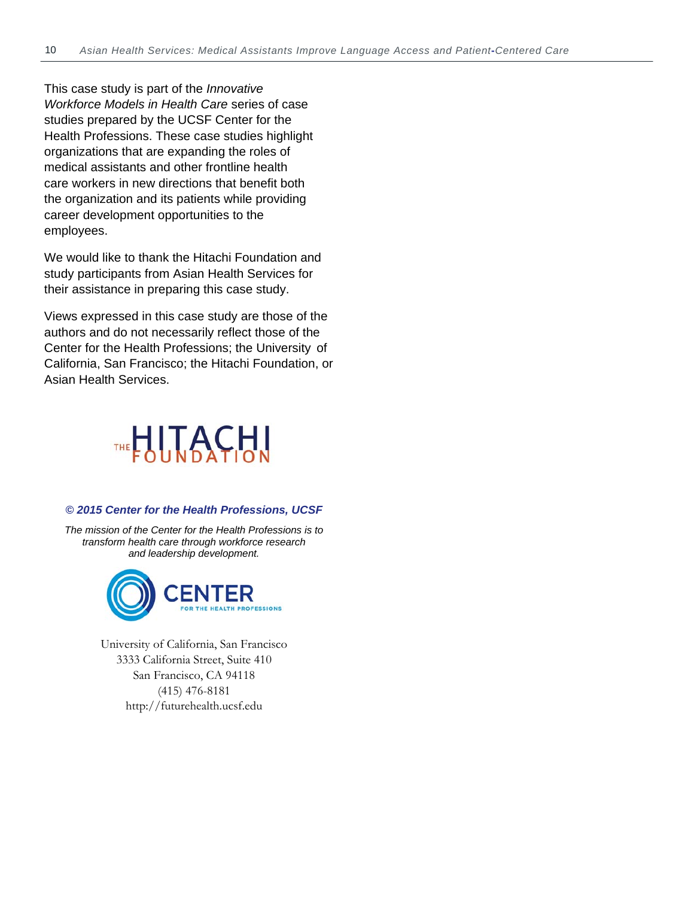This case study is part of the *Innovative Workforce Models in Health Care* series of case studies prepared by the UCSF Center for the Health Professions. These case studies highlight organizations that are expanding the roles of medical assistants and other frontline health care workers in new directions that benefit both the organization and its patients while providing career development opportunities to the employees.

We would like to thank the Hitachi Foundation and study participants from Asian Health Services for their assistance in preparing this case study.

Views expressed in this case study are those of the authors and do not necessarily reflect those of the Center for the Health Professions; the University of California, San Francisco; the Hitachi Foundation, or Asian Health Services.

THE HITACHI FOUNDATION

***© 2015 Center for the Health Professions, UCSF***

*The mission of the Center for the Health Professions is to transform health care through workforce research and leadership development.*

CENTER FOR THE HEALTH PROFESSIONS

University of California, San Francisco
3333 California Street, Suite 410
San Francisco, CA 94118
(415) 476-8181
http://futurehealth.ucsf.edu